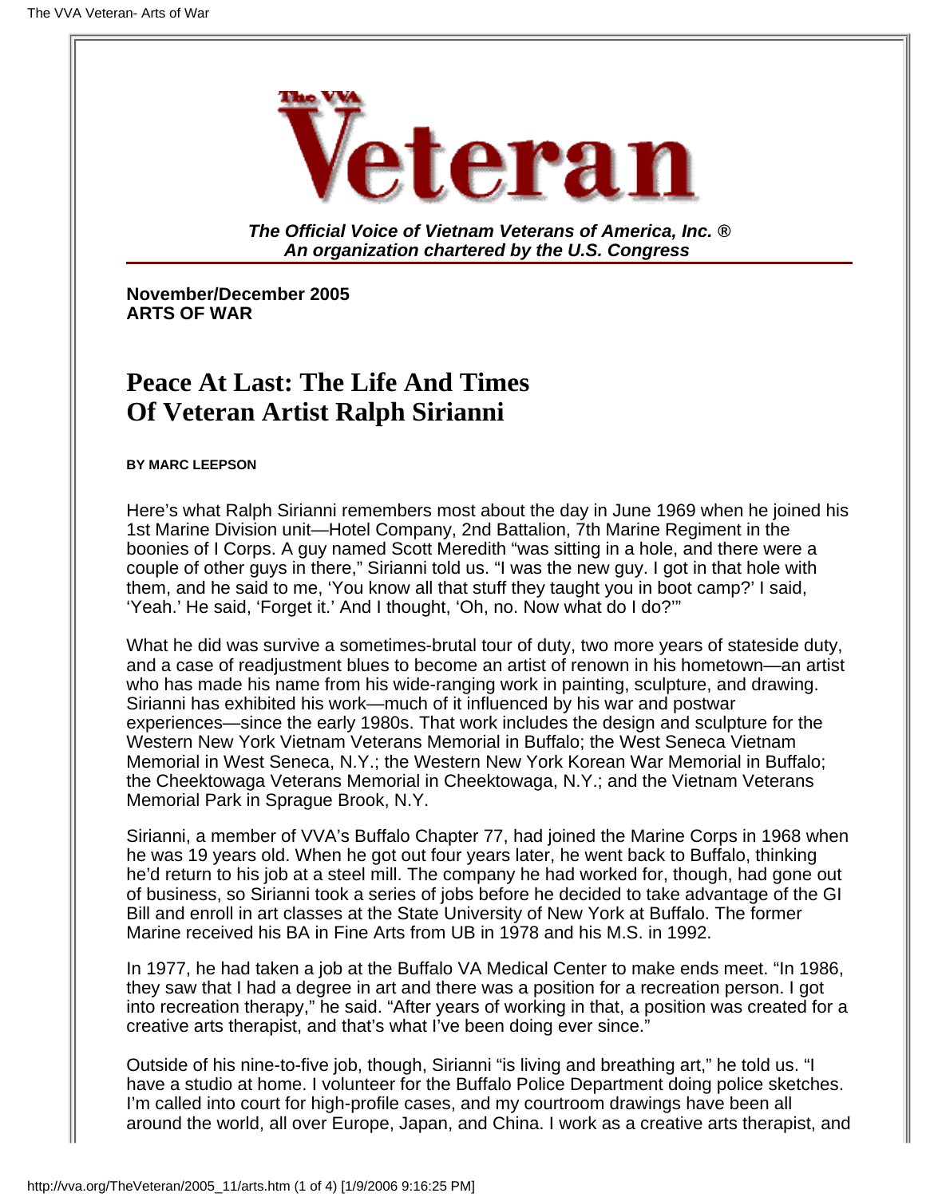# The VVA Veteran

***The Official Voice of Vietnam Veterans of America, Inc. ®***
***An organization chartered by the U.S. Congress***

**November/December 2005**
**ARTS OF WAR**

## Peace At Last: The Life And Times Of Veteran Artist Ralph Sirianni

**BY MARC LEEPSON**

Here's what Ralph Sirianni remembers most about the day in June 1969 when he joined his 1st Marine Division unit—Hotel Company, 2nd Battalion, 7th Marine Regiment in the boonies of I Corps. A guy named Scott Meredith "was sitting in a hole, and there were a couple of other guys in there," Sirianni told us. "I was the new guy. I got in that hole with them, and he said to me, 'You know all that stuff they taught you in boot camp?' I said, 'Yeah.' He said, 'Forget it.' And I thought, 'Oh, no. Now what do I do?'"

What he did was survive a sometimes-brutal tour of duty, two more years of stateside duty, and a case of readjustment blues to become an artist of renown in his hometown—an artist who has made his name from his wide-ranging work in painting, sculpture, and drawing. Sirianni has exhibited his work—much of it influenced by his war and postwar experiences—since the early 1980s. That work includes the design and sculpture for the Western New York Vietnam Veterans Memorial in Buffalo; the West Seneca Vietnam Memorial in West Seneca, N.Y.; the Western New York Korean War Memorial in Buffalo; the Cheektowaga Veterans Memorial in Cheektowaga, N.Y.; and the Vietnam Veterans Memorial Park in Sprague Brook, N.Y.

Sirianni, a member of VVA's Buffalo Chapter 77, had joined the Marine Corps in 1968 when he was 19 years old. When he got out four years later, he went back to Buffalo, thinking he'd return to his job at a steel mill. The company he had worked for, though, had gone out of business, so Sirianni took a series of jobs before he decided to take advantage of the GI Bill and enroll in art classes at the State University of New York at Buffalo. The former Marine received his BA in Fine Arts from UB in 1978 and his M.S. in 1992.

In 1977, he had taken a job at the Buffalo VA Medical Center to make ends meet. "In 1986, they saw that I had a degree in art and there was a position for a recreation person. I got into recreation therapy," he said. "After years of working in that, a position was created for a creative arts therapist, and that's what I've been doing ever since."

Outside of his nine-to-five job, though, Sirianni "is living and breathing art," he told us. "I have a studio at home. I volunteer for the Buffalo Police Department doing police sketches. I'm called into court for high-profile cases, and my courtroom drawings have been all around the world, all over Europe, Japan, and China. I work as a creative arts therapist, and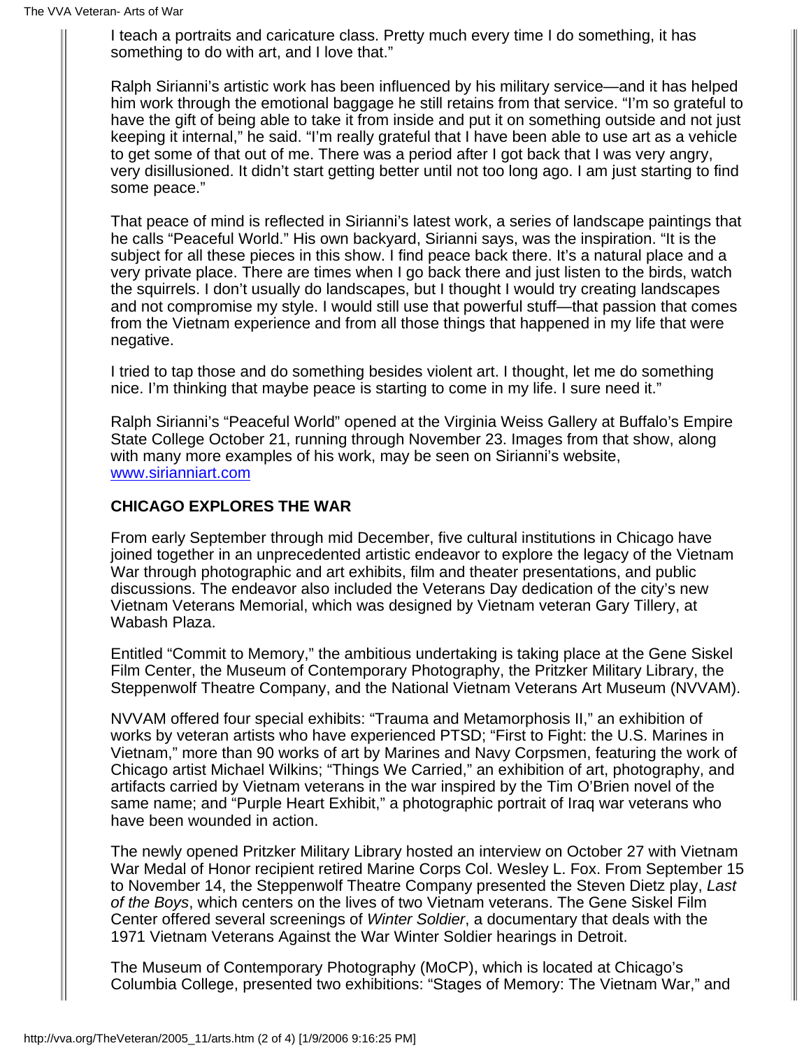I teach a portraits and caricature class. Pretty much every time I do something, it has something to do with art, and I love that."

Ralph Sirianni's artistic work has been influenced by his military service—and it has helped him work through the emotional baggage he still retains from that service. "I'm so grateful to have the gift of being able to take it from inside and put it on something outside and not just keeping it internal," he said. "I'm really grateful that I have been able to use art as a vehicle to get some of that out of me. There was a period after I got back that I was very angry, very disillusioned. It didn't start getting better until not too long ago. I am just starting to find some peace."

That peace of mind is reflected in Sirianni's latest work, a series of landscape paintings that he calls "Peaceful World." His own backyard, Sirianni says, was the inspiration. "It is the subject for all these pieces in this show. I find peace back there. It's a natural place and a very private place. There are times when I go back there and just listen to the birds, watch the squirrels. I don't usually do landscapes, but I thought I would try creating landscapes and not compromise my style. I would still use that powerful stuff—that passion that comes from the Vietnam experience and from all those things that happened in my life that were negative.

I tried to tap those and do something besides violent art. I thought, let me do something nice. I'm thinking that maybe peace is starting to come in my life. I sure need it."

Ralph Sirianni's "Peaceful World" opened at the Virginia Weiss Gallery at Buffalo's Empire State College October 21, running through November 23. Images from that show, along with many more examples of his work, may be seen on Sirianni's website, [www.sirianniart.com](http://www.sirianniart.com)

**CHICAGO EXPLORES THE WAR**

From early September through mid December, five cultural institutions in Chicago have joined together in an unprecedented artistic endeavor to explore the legacy of the Vietnam War through photographic and art exhibits, film and theater presentations, and public discussions. The endeavor also included the Veterans Day dedication of the city's new Vietnam Veterans Memorial, which was designed by Vietnam veteran Gary Tillery, at Wabash Plaza.

Entitled "Commit to Memory," the ambitious undertaking is taking place at the Gene Siskel Film Center, the Museum of Contemporary Photography, the Pritzker Military Library, the Steppenwolf Theatre Company, and the National Vietnam Veterans Art Museum (NVVAM).

NVVAM offered four special exhibits: "Trauma and Metamorphosis II," an exhibition of works by veteran artists who have experienced PTSD; "First to Fight: the U.S. Marines in Vietnam," more than 90 works of art by Marines and Navy Corpsmen, featuring the work of Chicago artist Michael Wilkins; "Things We Carried," an exhibition of art, photography, and artifacts carried by Vietnam veterans in the war inspired by the Tim O'Brien novel of the same name; and "Purple Heart Exhibit," a photographic portrait of Iraq war veterans who have been wounded in action.

The newly opened Pritzker Military Library hosted an interview on October 27 with Vietnam War Medal of Honor recipient retired Marine Corps Col. Wesley L. Fox. From September 15 to November 14, the Steppenwolf Theatre Company presented the Steven Dietz play, *Last of the Boys*, which centers on the lives of two Vietnam veterans. The Gene Siskel Film Center offered several screenings of *Winter Soldier*, a documentary that deals with the 1971 Vietnam Veterans Against the War Winter Soldier hearings in Detroit.

The Museum of Contemporary Photography (MoCP), which is located at Chicago's Columbia College, presented two exhibitions: "Stages of Memory: The Vietnam War," and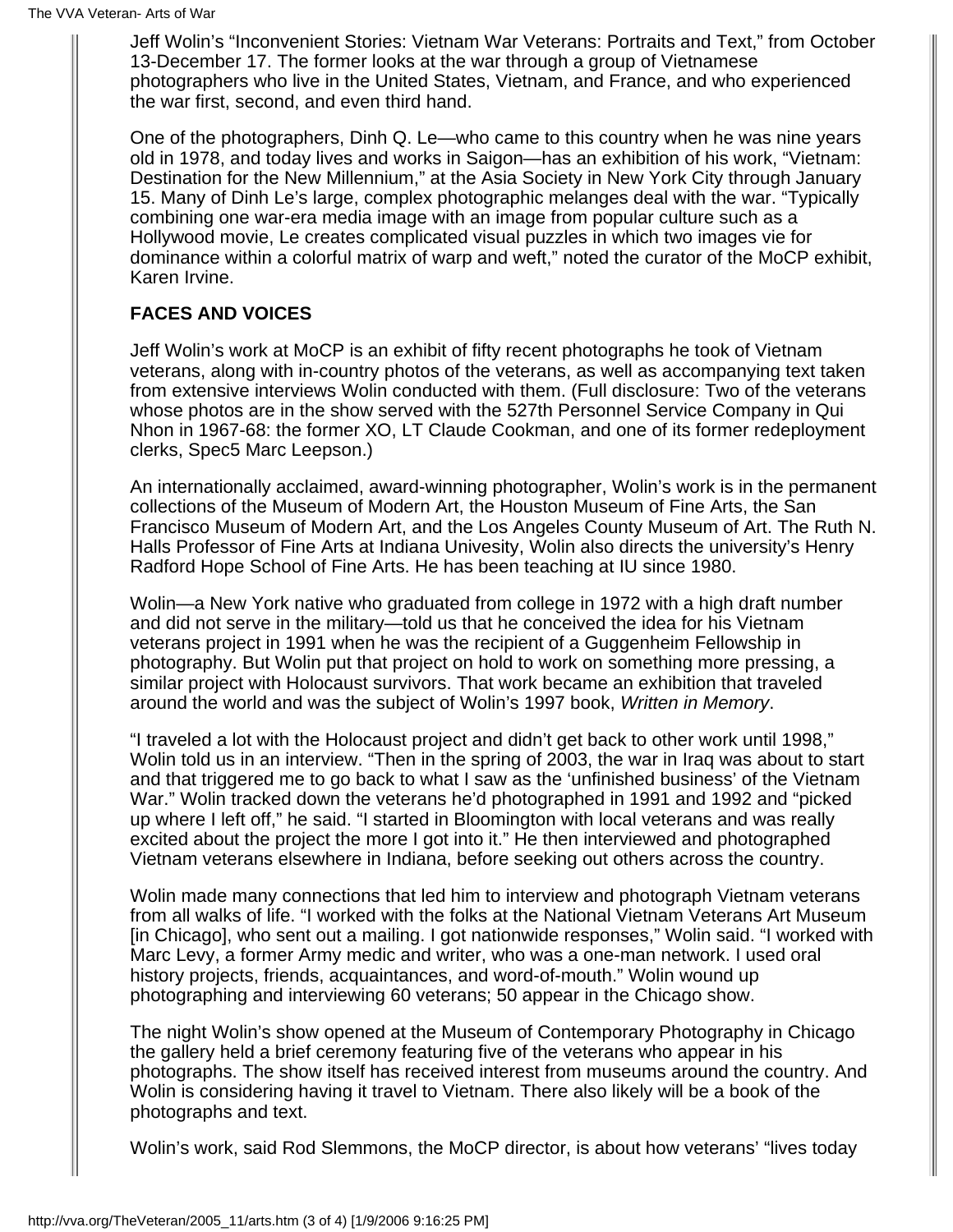Jeff Wolin's "Inconvenient Stories: Vietnam War Veterans: Portraits and Text," from October 13-December 17. The former looks at the war through a group of Vietnamese photographers who live in the United States, Vietnam, and France, and who experienced the war first, second, and even third hand.

One of the photographers, Dinh Q. Le—who came to this country when he was nine years old in 1978, and today lives and works in Saigon—has an exhibition of his work, "Vietnam: Destination for the New Millennium," at the Asia Society in New York City through January 15. Many of Dinh Le's large, complex photographic melanges deal with the war. "Typically combining one war-era media image with an image from popular culture such as a Hollywood movie, Le creates complicated visual puzzles in which two images vie for dominance within a colorful matrix of warp and weft," noted the curator of the MoCP exhibit, Karen Irvine.

**FACES AND VOICES**

Jeff Wolin's work at MoCP is an exhibit of fifty recent photographs he took of Vietnam veterans, along with in-country photos of the veterans, as well as accompanying text taken from extensive interviews Wolin conducted with them. (Full disclosure: Two of the veterans whose photos are in the show served with the 527th Personnel Service Company in Qui Nhon in 1967-68: the former XO, LT Claude Cookman, and one of its former redeployment clerks, Spec5 Marc Leepson.)

An internationally acclaimed, award-winning photographer, Wolin's work is in the permanent collections of the Museum of Modern Art, the Houston Museum of Fine Arts, the San Francisco Museum of Modern Art, and the Los Angeles County Museum of Art. The Ruth N. Halls Professor of Fine Arts at Indiana Univesity, Wolin also directs the university's Henry Radford Hope School of Fine Arts. He has been teaching at IU since 1980.

Wolin—a New York native who graduated from college in 1972 with a high draft number and did not serve in the military—told us that he conceived the idea for his Vietnam veterans project in 1991 when he was the recipient of a Guggenheim Fellowship in photography. But Wolin put that project on hold to work on something more pressing, a similar project with Holocaust survivors. That work became an exhibition that traveled around the world and was the subject of Wolin's 1997 book, *Written in Memory*.

"I traveled a lot with the Holocaust project and didn't get back to other work until 1998," Wolin told us in an interview. "Then in the spring of 2003, the war in Iraq was about to start and that triggered me to go back to what I saw as the 'unfinished business' of the Vietnam War." Wolin tracked down the veterans he'd photographed in 1991 and 1992 and "picked up where I left off," he said. "I started in Bloomington with local veterans and was really excited about the project the more I got into it." He then interviewed and photographed Vietnam veterans elsewhere in Indiana, before seeking out others across the country.

Wolin made many connections that led him to interview and photograph Vietnam veterans from all walks of life. "I worked with the folks at the National Vietnam Veterans Art Museum [in Chicago], who sent out a mailing. I got nationwide responses," Wolin said. "I worked with Marc Levy, a former Army medic and writer, who was a one-man network. I used oral history projects, friends, acquaintances, and word-of-mouth." Wolin wound up photographing and interviewing 60 veterans; 50 appear in the Chicago show.

The night Wolin's show opened at the Museum of Contemporary Photography in Chicago the gallery held a brief ceremony featuring five of the veterans who appear in his photographs. The show itself has received interest from museums around the country. And Wolin is considering having it travel to Vietnam. There also likely will be a book of the photographs and text.

Wolin's work, said Rod Slemmons, the MoCP director, is about how veterans' "lives today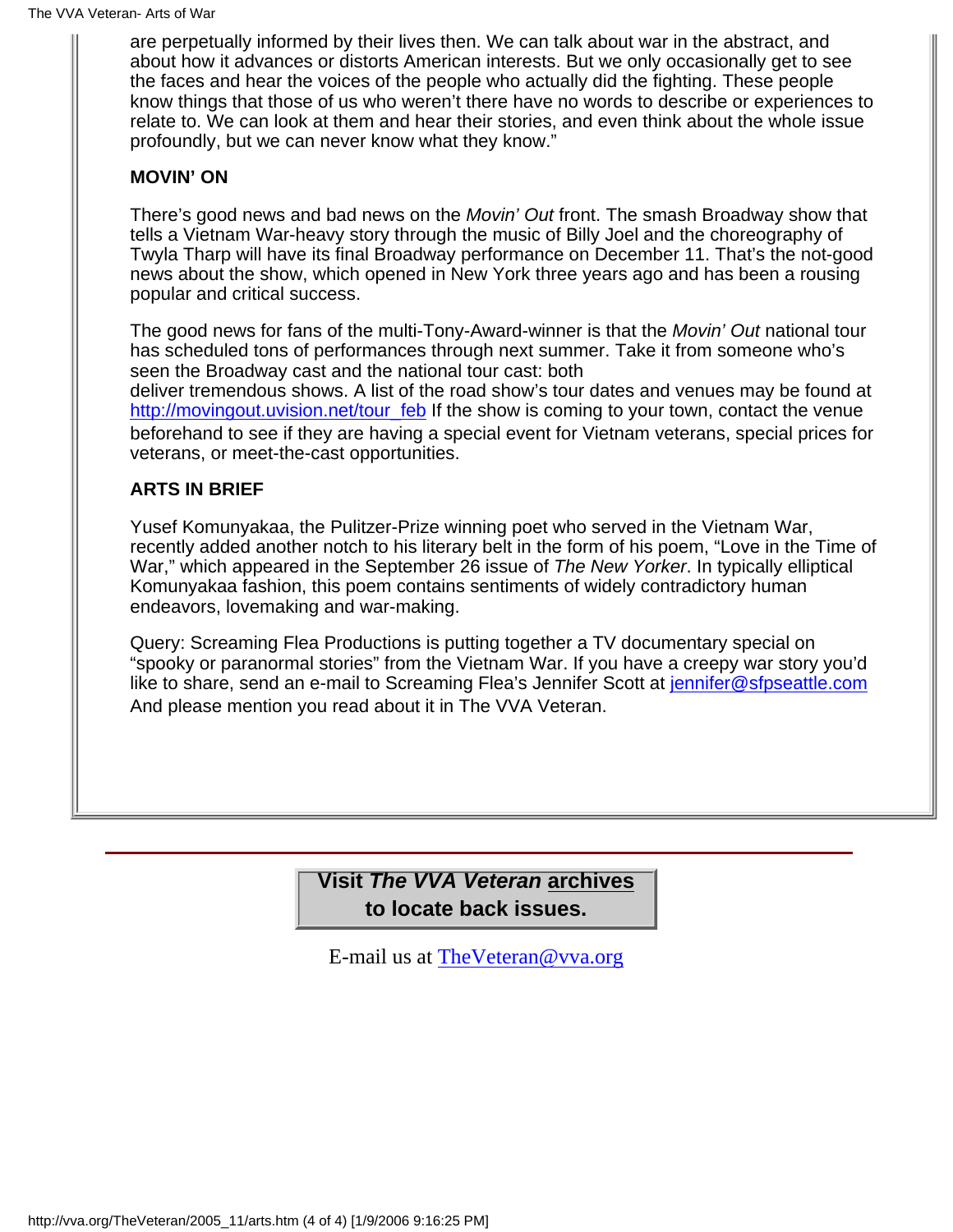are perpetually informed by their lives then. We can talk about war in the abstract, and about how it advances or distorts American interests. But we only occasionally get to see the faces and hear the voices of the people who actually did the fighting. These people know things that those of us who weren't there have no words to describe or experiences to relate to. We can look at them and hear their stories, and even think about the whole issue profoundly, but we can never know what they know."

**MOVIN' ON**

There's good news and bad news on the *Movin' Out* front. The smash Broadway show that tells a Vietnam War-heavy story through the music of Billy Joel and the choreography of Twyla Tharp will have its final Broadway performance on December 11. That's the not-good news about the show, which opened in New York three years ago and has been a rousing popular and critical success.

The good news for fans of the multi-Tony-Award-winner is that the *Movin' Out* national tour has scheduled tons of performances through next summer. Take it from someone who's seen the Broadway cast and the national tour cast: both deliver tremendous shows. A list of the road show's tour dates and venues may be found at http://movingout.uvision.net/tour_feb If the show is coming to your town, contact the venue beforehand to see if they are having a special event for Vietnam veterans, special prices for veterans, or meet-the-cast opportunities.

**ARTS IN BRIEF**

Yusef Komunyakaa, the Pulitzer-Prize winning poet who served in the Vietnam War, recently added another notch to his literary belt in the form of his poem, "Love in the Time of War," which appeared in the September 26 issue of *The New Yorker*. In typically elliptical Komunyakaa fashion, this poem contains sentiments of widely contradictory human endeavors, lovemaking and war-making.

Query: Screaming Flea Productions is putting together a TV documentary special on "spooky or paranormal stories" from the Vietnam War. If you have a creepy war story you'd like to share, send an e-mail to Screaming Flea's Jennifer Scott at jennifer@sfpseattle.com And please mention you read about it in The VVA Veteran.

---

**Visit *The VVA Veteran* archives to locate back issues.**

E-mail us at TheVeteran@vva.org